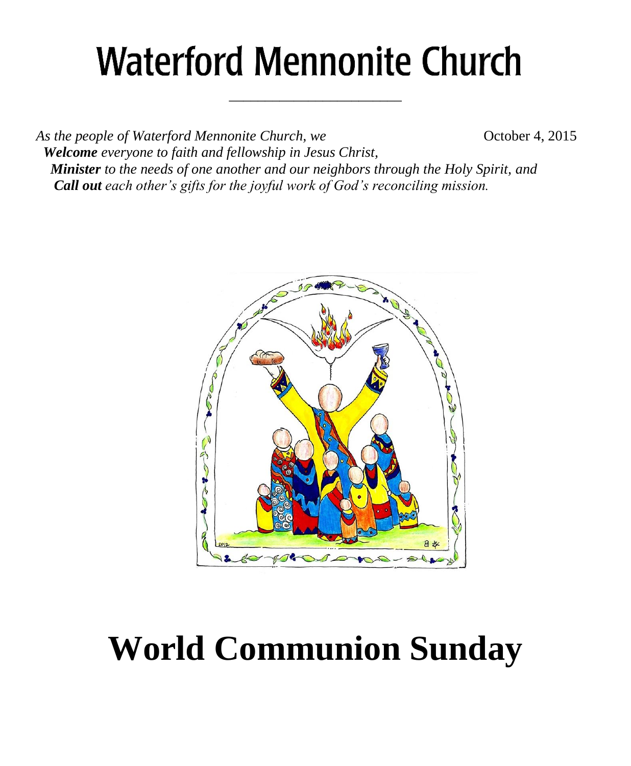# Waterford Mennonite Church

*As the people of Waterford Mennonite Church, we* October 4, 2015

***Welcome*** *everyone to faith and fellowship in Jesus Christ,*

***Minister*** *to the needs of one another and our neighbors through the Holy Spirit, and*

***Call out*** *each other's gifts for the joyful work of God's reconciling mission.*

# World Communion Sunday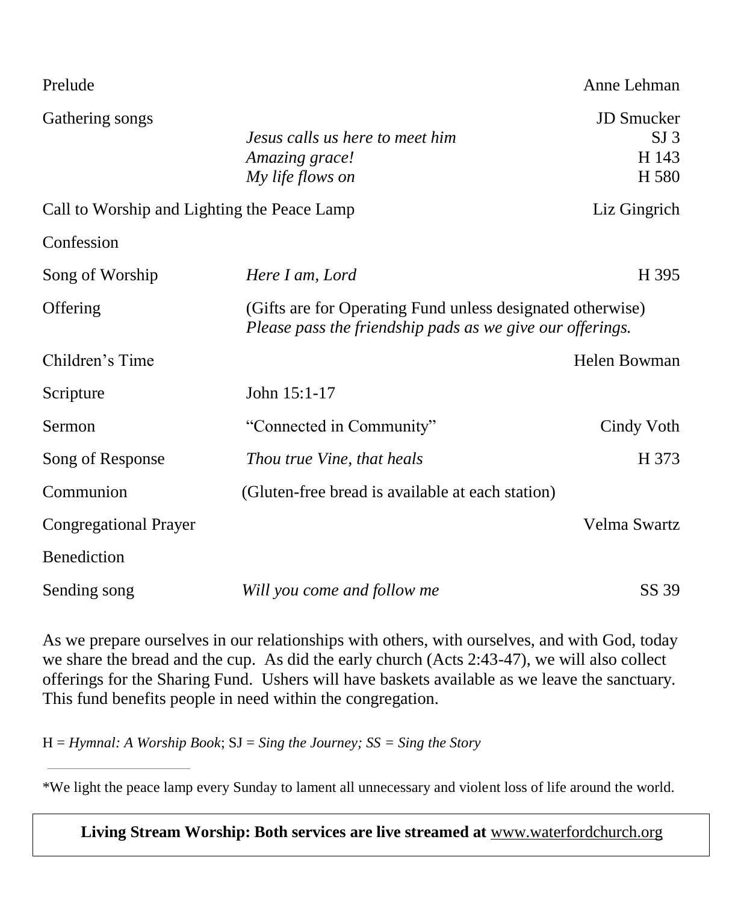| | | |
|---|---|---|
| Prelude | | Anne Lehman |
| Gathering songs | | JD Smucker |
| | *Jesus calls us here to meet him* | SJ 3 |
| | *Amazing grace!* | H 143 |
| | *My life flows on* | H 580 |
| Call to Worship and Lighting the Peace Lamp | | Liz Gingrich |
| Confession | | |
| Song of Worship | *Here I am, Lord* | H 395 |
| Offering | (Gifts are for Operating Fund unless designated otherwise) *Please pass the friendship pads as we give our offerings.* | |
| Children's Time | | Helen Bowman |
| Scripture | John 15:1-17 | |
| Sermon | "Connected in Community" | Cindy Voth |
| Song of Response | *Thou true Vine, that heals* | H 373 |
| Communion | (Gluten-free bread is available at each station) | |
| Congregational Prayer | | Velma Swartz |
| Benediction | | |
| Sending song | *Will you come and follow me* | SS 39 |

As we prepare ourselves in our relationships with others, with ourselves, and with God, today we share the bread and the cup. As did the early church (Acts 2:43-47), we will also collect offerings for the Sharing Fund. Ushers will have baskets available as we leave the sanctuary. This fund benefits people in need within the congregation.

H = *Hymnal: A Worship Book*; SJ = *Sing the Journey; SS = Sing the Story*

---

*We light the peace lamp every Sunday to lament all unnecessary and violent loss of life around the world.

**Living Stream Worship: Both services are live streamed at** www.waterfordchurch.org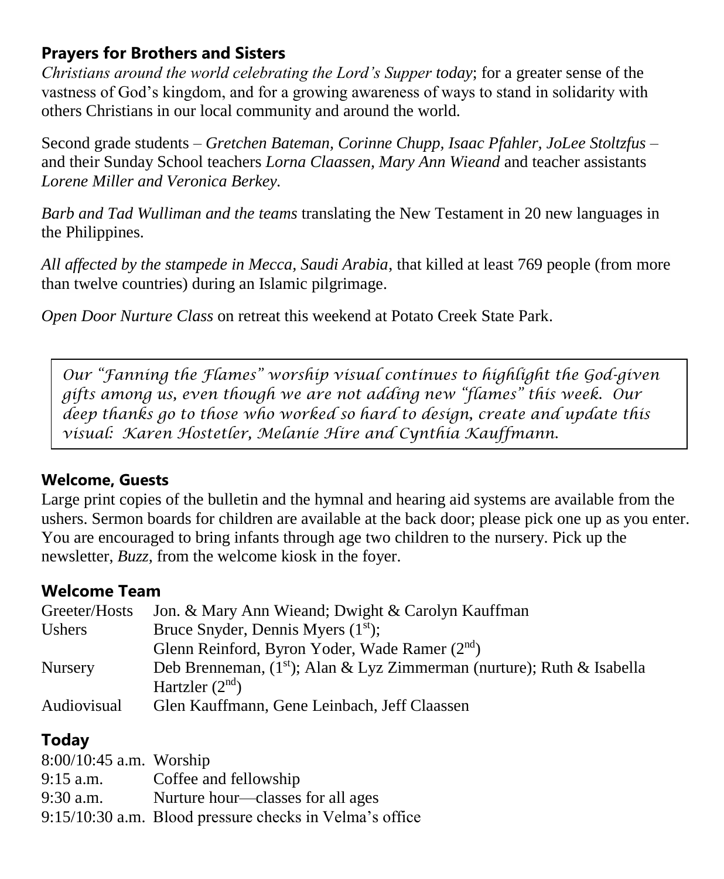## Prayers for Brothers and Sisters

*Christians around the world celebrating the Lord's Supper today*; for a greater sense of the vastness of God's kingdom, and for a growing awareness of ways to stand in solidarity with others Christians in our local community and around the world.

Second grade students – *Gretchen Bateman, Corinne Chupp, Isaac Pfahler, JoLee Stoltzfus* – and their Sunday School teachers *Lorna Claassen, Mary Ann Wieand* and teacher assistants *Lorene Miller and Veronica Berkey.*

*Barb and Tad Wulliman and the teams* translating the New Testament in 20 new languages in the Philippines.

*All affected by the stampede in Mecca, Saudi Arabia*, that killed at least 769 people (from more than twelve countries) during an Islamic pilgrimage.

*Open Door Nurture Class* on retreat this weekend at Potato Creek State Park.

*Our "Fanning the Flames" worship visual continues to highlight the God-given gifts among us, even though we are not adding new "flames" this week. Our deep thanks go to those who worked so hard to design, create and update this visual: Karen Hostetler, Melanie Hire and Cynthia Kauffmann.*

## Welcome, Guests

Large print copies of the bulletin and the hymnal and hearing aid systems are available from the ushers. Sermon boards for children are available at the back door; please pick one up as you enter. You are encouraged to bring infants through age two children to the nursery. Pick up the newsletter, *Buzz,* from the welcome kiosk in the foyer.

## Welcome Team

| | |
|---|---|
| Greeter/Hosts | Jon. & Mary Ann Wieand; Dwight & Carolyn Kauffman |
| Ushers | Bruce Snyder, Dennis Myers (1st); Glenn Reinford, Byron Yoder, Wade Ramer (2nd) |
| Nursery | Deb Brenneman, (1st); Alan & Lyz Zimmerman (nurture); Ruth & Isabella Hartzler (2nd) |
| Audiovisual | Glen Kauffmann, Gene Leinbach, Jeff Claassen |

## Today

| | |
|---|---|
| 8:00/10:45 a.m. | Worship |
| 9:15 a.m. | Coffee and fellowship |
| 9:30 a.m. | Nurture hour—classes for all ages |
| 9:15/10:30 a.m. | Blood pressure checks in Velma's office |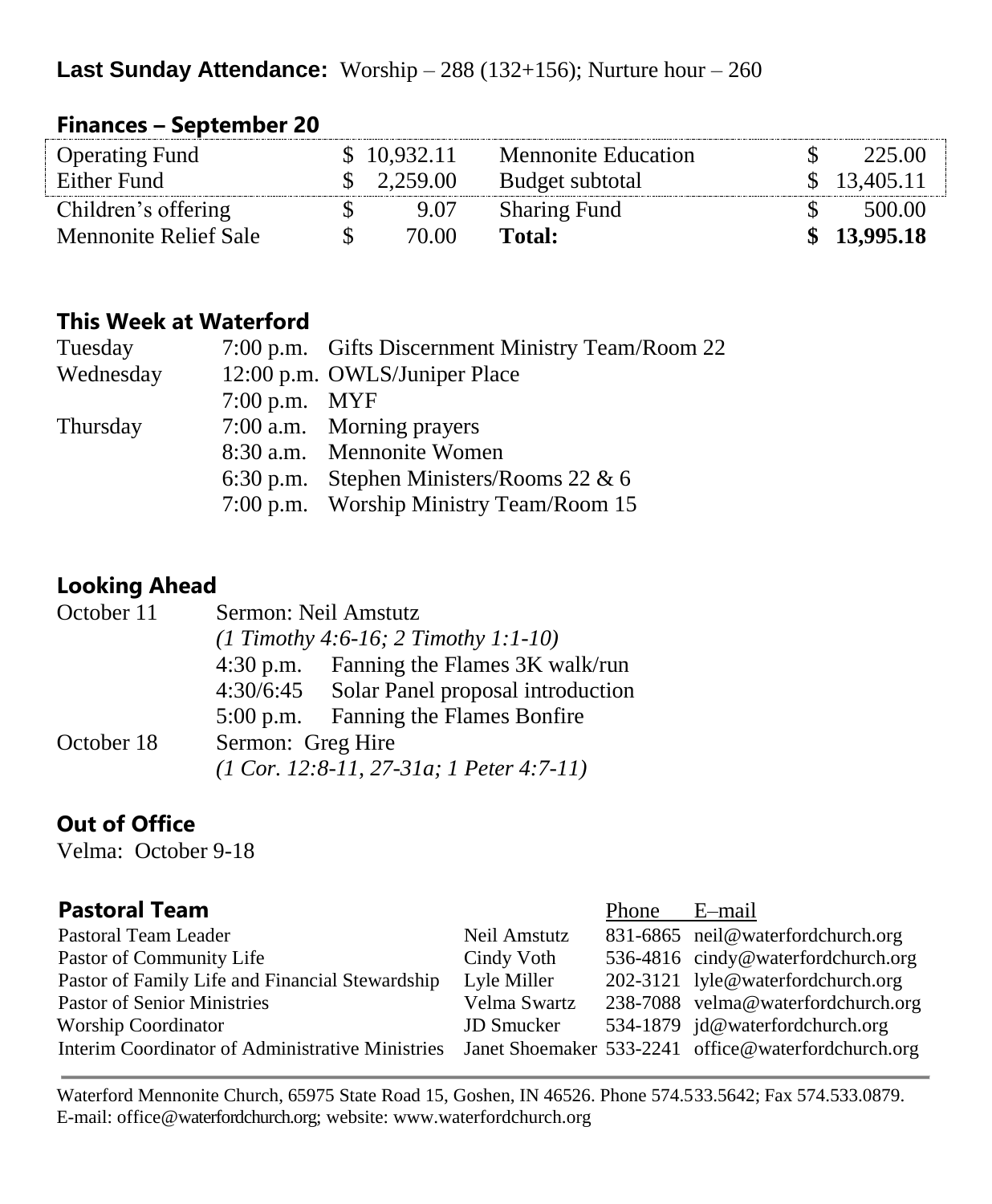**Last Sunday Attendance:** Worship – 288 (132+156); Nurture hour – 260

## Finances – September 20

| | | | |
|---|---|---|---|
| Operating Fund | $ 10,932.11 | Mennonite Education | $ 225.00 |
| Either Fund | $ 2,259.00 | Budget subtotal | $ 13,405.11 |
| Children's offering | $ 9.07 | Sharing Fund | $ 500.00 |
| Mennonite Relief Sale | $ 70.00 | **Total:** | **$ 13,995.18** |

## This Week at Waterford

| | | |
|---|---|---|
| Tuesday | 7:00 p.m. | Gifts Discernment Ministry Team/Room 22 |
| Wednesday | 12:00 p.m. | OWLS/Juniper Place |
| | 7:00 p.m. | MYF |
| Thursday | 7:00 a.m. | Morning prayers |
| | 8:30 a.m. | Mennonite Women |
| | 6:30 p.m. | Stephen Ministers/Rooms 22 & 6 |
| | 7:00 p.m. | Worship Ministry Team/Room 15 |

## Looking Ahead

October 11 Sermon: Neil Amstutz
*(1 Timothy 4:6-16; 2 Timothy 1:1-10)*
4:30 p.m. Fanning the Flames 3K walk/run
4:30/6:45 Solar Panel proposal introduction
5:00 p.m. Fanning the Flames Bonfire

October 18 Sermon: Greg Hire
*(1 Cor. 12:8-11, 27-31a; 1 Peter 4:7-11)*

## Out of Office

Velma: October 9-18

## Pastoral Team

| | | Phone | E–mail |
|---|---|---|---|
| Pastoral Team Leader | Neil Amstutz | 831-6865 | neil@waterfordchurch.org |
| Pastor of Community Life | Cindy Voth | 536-4816 | cindy@waterfordchurch.org |
| Pastor of Family Life and Financial Stewardship | Lyle Miller | 202-3121 | lyle@waterfordchurch.org |
| Pastor of Senior Ministries | Velma Swartz | 238-7088 | velma@waterfordchurch.org |
| Worship Coordinator | JD Smucker | 534-1879 | jd@waterfordchurch.org |
| Interim Coordinator of Administrative Ministries | Janet Shoemaker | 533-2241 | office@waterfordchurch.org |

Waterford Mennonite Church, 65975 State Road 15, Goshen, IN 46526. Phone 574.533.5642; Fax 574.533.0879. E-mail: office@waterfordchurch.org; website: www.waterfordchurch.org